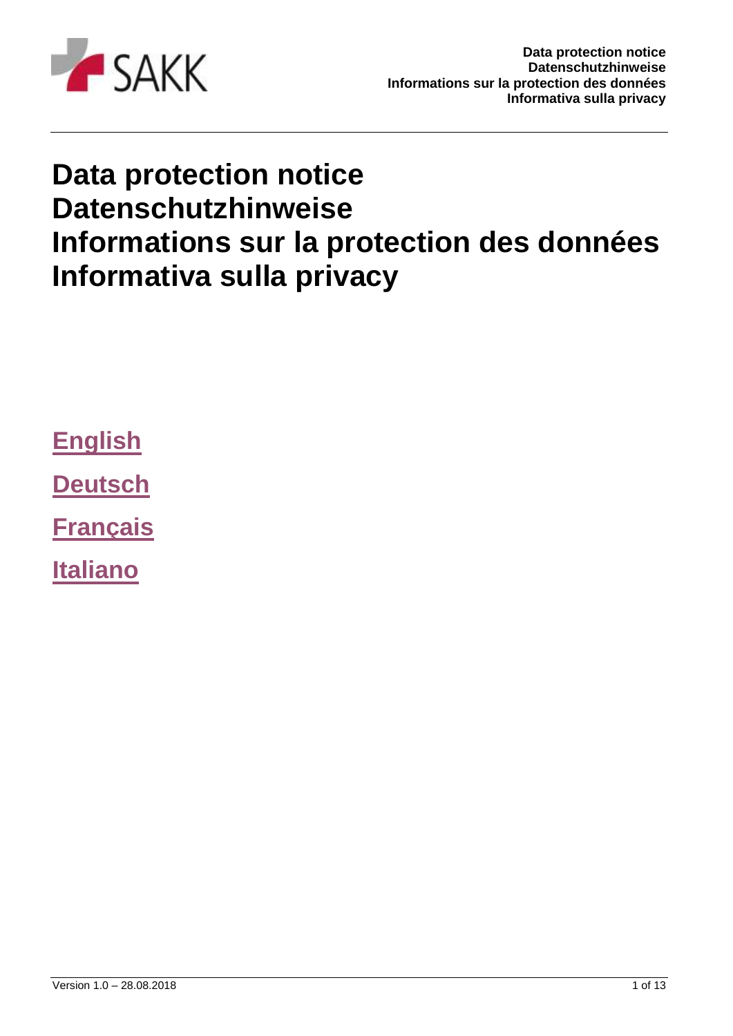# Data protection notice
# Datenschutzhinweise
# Informations sur la protection des données
# Informativa sulla privacy

English

Deutsch

Français

Italiano

Version 1.0 – 28.08.2018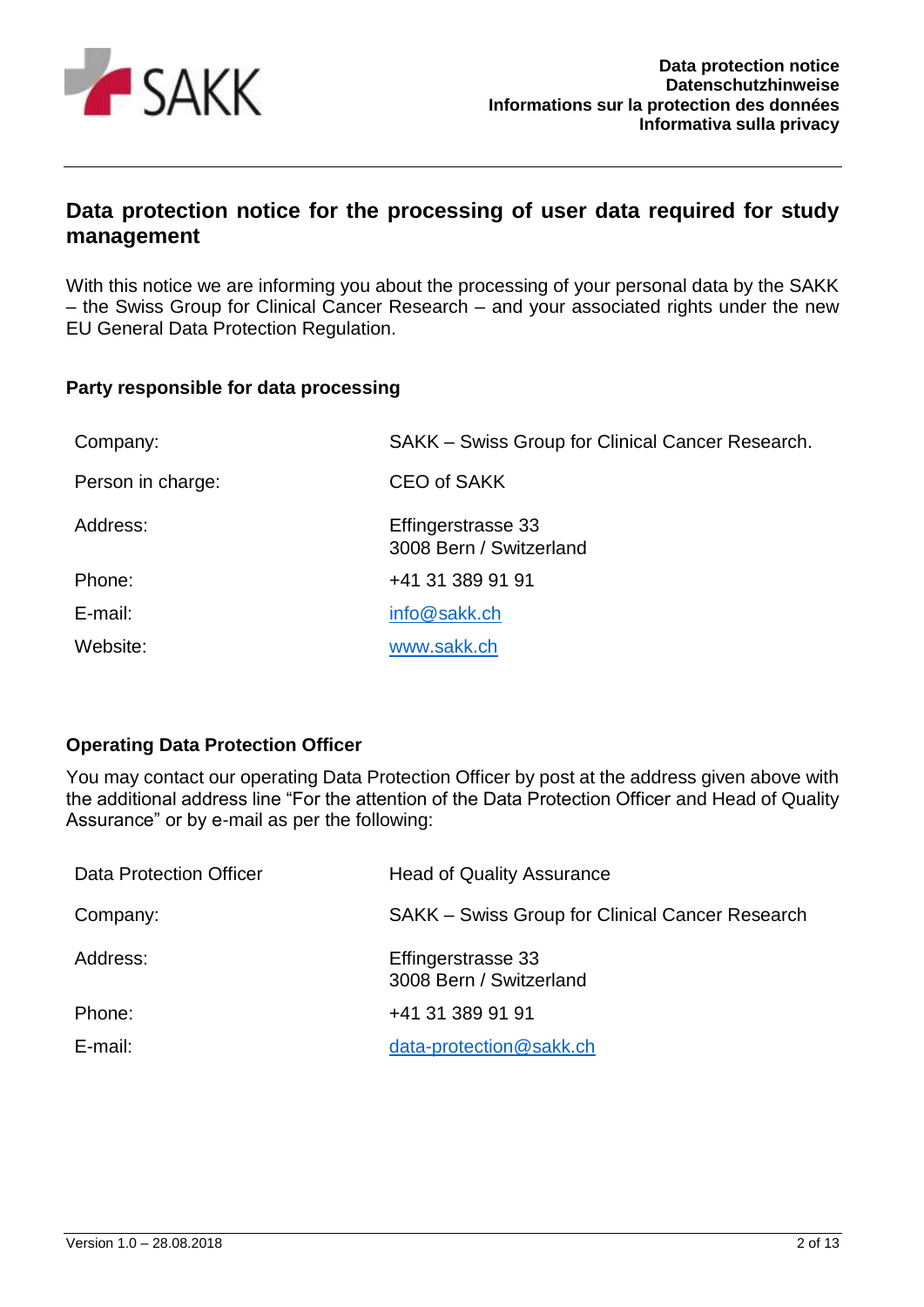## Data protection notice for the processing of user data required for study management

With this notice we are informing you about the processing of your personal data by the SAKK – the Swiss Group for Clinical Cancer Research – and your associated rights under the new EU General Data Protection Regulation.

### Party responsible for data processing

| | |
|---|---|
| Company: | SAKK – Swiss Group for Clinical Cancer Research. |
| Person in charge: | CEO of SAKK |
| Address: | Effingerstrasse 33<br>3008 Bern / Switzerland |
| Phone: | +41 31 389 91 91 |
| E-mail: | info@sakk.ch |
| Website: | www.sakk.ch |

### Operating Data Protection Officer

You may contact our operating Data Protection Officer by post at the address given above with the additional address line "For the attention of the Data Protection Officer and Head of Quality Assurance" or by e-mail as per the following:

| | |
|---|---|
| Data Protection Officer | Head of Quality Assurance |
| Company: | SAKK – Swiss Group for Clinical Cancer Research |
| Address: | Effingerstrasse 33<br>3008 Bern / Switzerland |
| Phone: | +41 31 389 91 91 |
| E-mail: | data-protection@sakk.ch |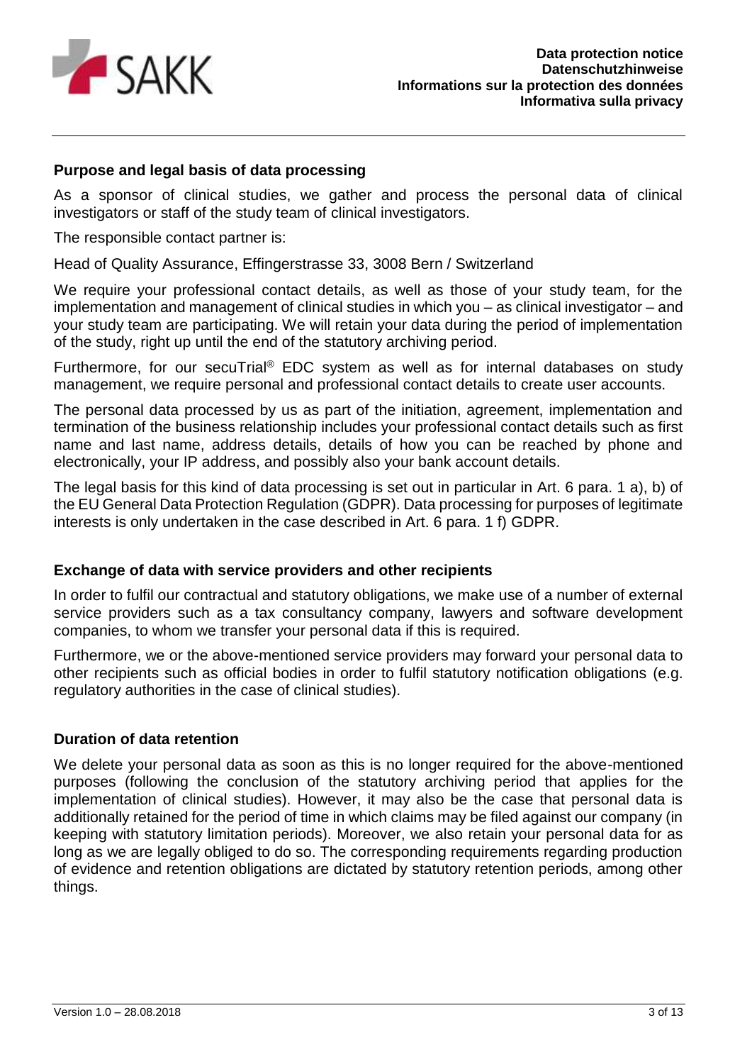## Purpose and legal basis of data processing

As a sponsor of clinical studies, we gather and process the personal data of clinical investigators or staff of the study team of clinical investigators.

The responsible contact partner is:

Head of Quality Assurance, Effingerstrasse 33, 3008 Bern / Switzerland

We require your professional contact details, as well as those of your study team, for the implementation and management of clinical studies in which you – as clinical investigator – and your study team are participating. We will retain your data during the period of implementation of the study, right up until the end of the statutory archiving period.

Furthermore, for our secuTrial® EDC system as well as for internal databases on study management, we require personal and professional contact details to create user accounts.

The personal data processed by us as part of the initiation, agreement, implementation and termination of the business relationship includes your professional contact details such as first name and last name, address details, details of how you can be reached by phone and electronically, your IP address, and possibly also your bank account details.

The legal basis for this kind of data processing is set out in particular in Art. 6 para. 1 a), b) of the EU General Data Protection Regulation (GDPR). Data processing for purposes of legitimate interests is only undertaken in the case described in Art. 6 para. 1 f) GDPR.

## Exchange of data with service providers and other recipients

In order to fulfil our contractual and statutory obligations, we make use of a number of external service providers such as a tax consultancy company, lawyers and software development companies, to whom we transfer your personal data if this is required.

Furthermore, we or the above-mentioned service providers may forward your personal data to other recipients such as official bodies in order to fulfil statutory notification obligations (e.g. regulatory authorities in the case of clinical studies).

## Duration of data retention

We delete your personal data as soon as this is no longer required for the above-mentioned purposes (following the conclusion of the statutory archiving period that applies for the implementation of clinical studies). However, it may also be the case that personal data is additionally retained for the period of time in which claims may be filed against our company (in keeping with statutory limitation periods). Moreover, we also retain your personal data for as long as we are legally obliged to do so. The corresponding requirements regarding production of evidence and retention obligations are dictated by statutory retention periods, among other things.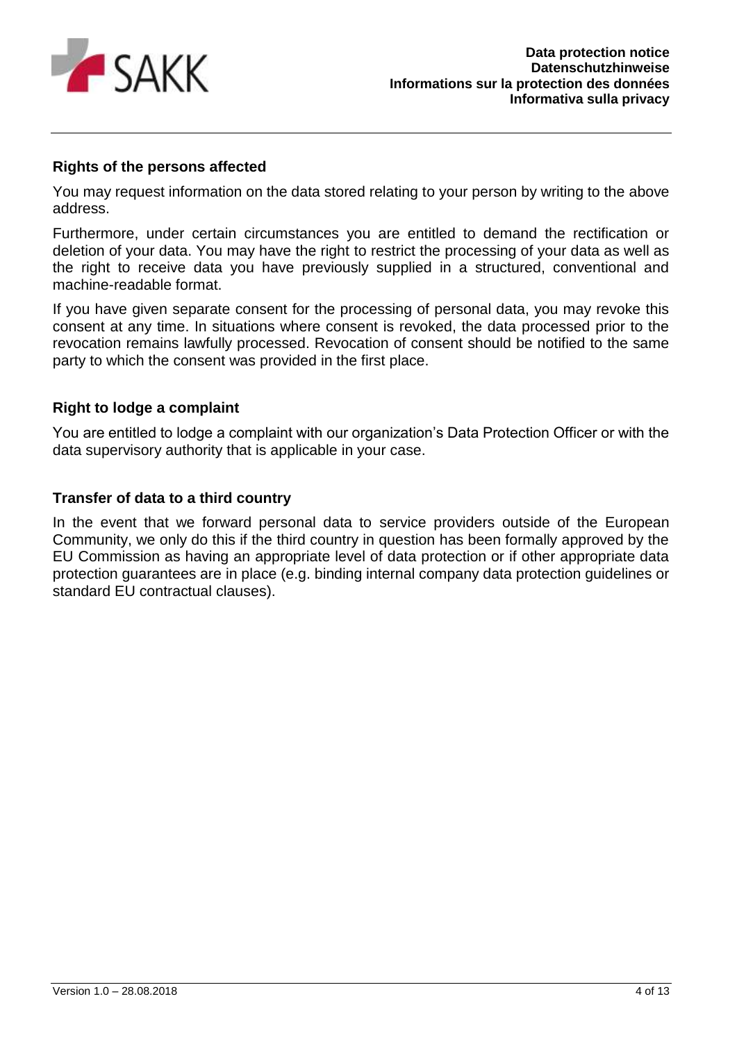## Rights of the persons affected

You may request information on the data stored relating to your person by writing to the above address.

Furthermore, under certain circumstances you are entitled to demand the rectification or deletion of your data. You may have the right to restrict the processing of your data as well as the right to receive data you have previously supplied in a structured, conventional and machine-readable format.

If you have given separate consent for the processing of personal data, you may revoke this consent at any time. In situations where consent is revoked, the data processed prior to the revocation remains lawfully processed. Revocation of consent should be notified to the same party to which the consent was provided in the first place.

## Right to lodge a complaint

You are entitled to lodge a complaint with our organization's Data Protection Officer or with the data supervisory authority that is applicable in your case.

## Transfer of data to a third country

In the event that we forward personal data to service providers outside of the European Community, we only do this if the third country in question has been formally approved by the EU Commission as having an appropriate level of data protection or if other appropriate data protection guarantees are in place (e.g. binding internal company data protection guidelines or standard EU contractual clauses).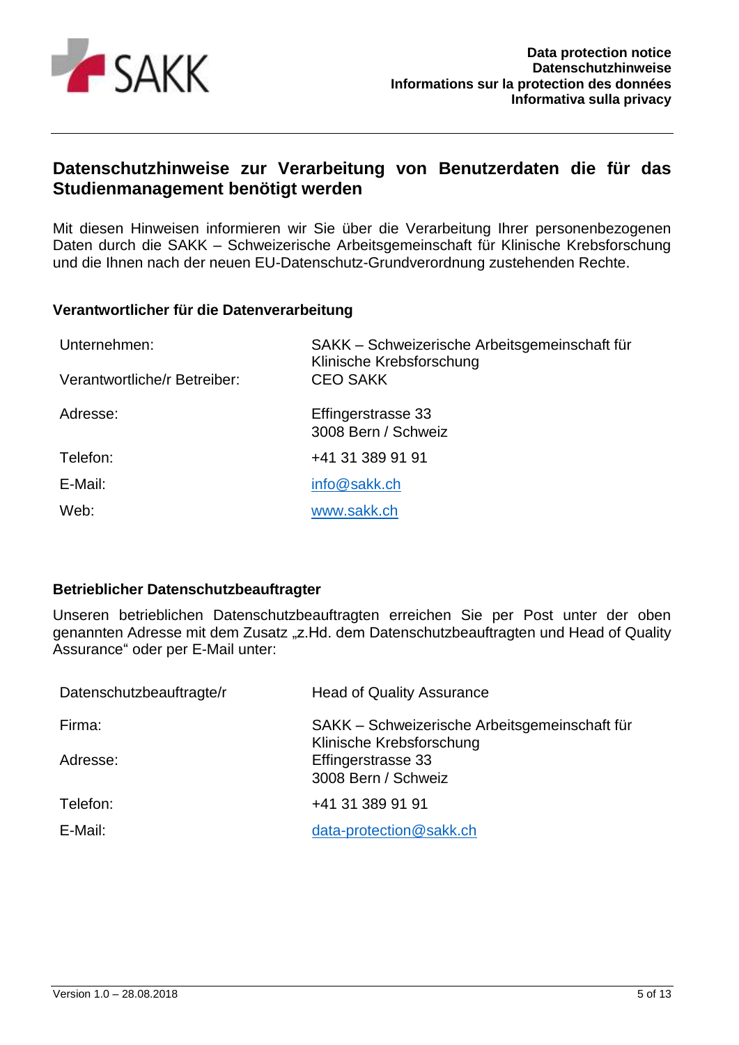## Datenschutzhinweise zur Verarbeitung von Benutzerdaten die für das Studienmanagement benötigt werden

Mit diesen Hinweisen informieren wir Sie über die Verarbeitung Ihrer personenbezogenen Daten durch die SAKK – Schweizerische Arbeitsgemeinschaft für Klinische Krebsforschung und die Ihnen nach der neuen EU-Datenschutz-Grundverordnung zustehenden Rechte.

### Verantwortlicher für die Datenverarbeitung

| | |
|---|---|
| Unternehmen: | SAKK – Schweizerische Arbeitsgemeinschaft für Klinische Krebsforschung |
| Verantwortliche/r Betreiber: | CEO SAKK |
| Adresse: | Effingerstrasse 33<br>3008 Bern / Schweiz |
| Telefon: | +41 31 389 91 91 |
| E-Mail: | info@sakk.ch |
| Web: | www.sakk.ch |

### Betrieblicher Datenschutzbeauftragter

Unseren betrieblichen Datenschutzbeauftragten erreichen Sie per Post unter der oben genannten Adresse mit dem Zusatz „z.Hd. dem Datenschutzbeauftragten und Head of Quality Assurance" oder per E-Mail unter:

| | |
|---|---|
| Datenschutzbeauftragte/r | Head of Quality Assurance |
| Firma: | SAKK – Schweizerische Arbeitsgemeinschaft für Klinische Krebsforschung |
| Adresse: | Effingerstrasse 33<br>3008 Bern / Schweiz |
| Telefon: | +41 31 389 91 91 |
| E-Mail: | data-protection@sakk.ch |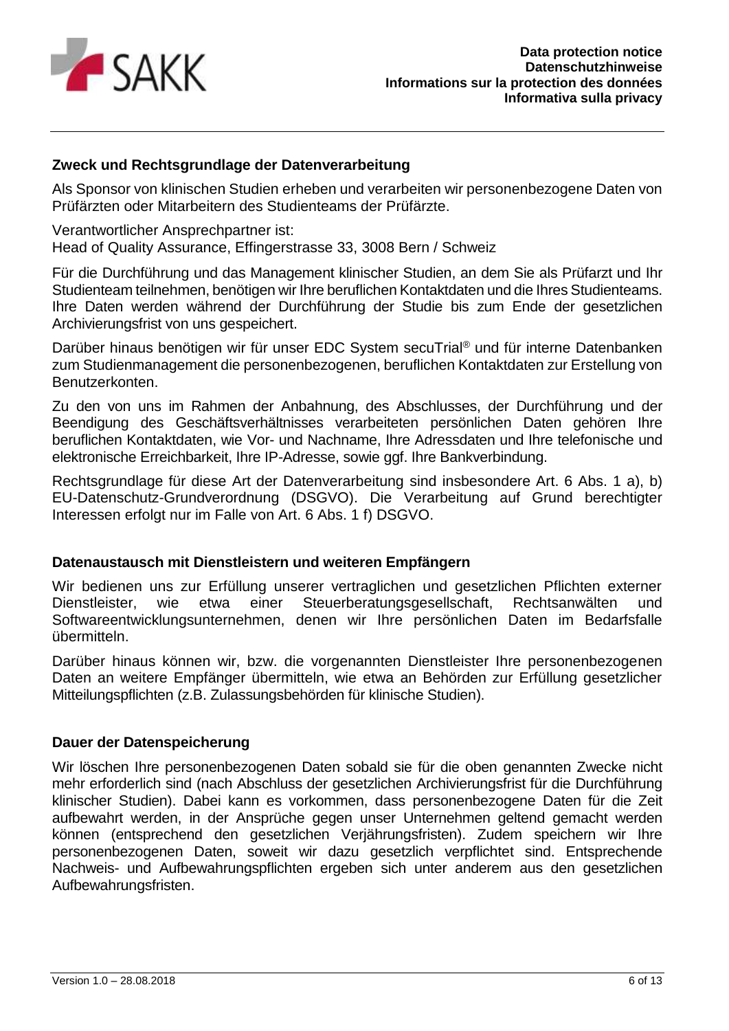## Zweck und Rechtsgrundlage der Datenverarbeitung

Als Sponsor von klinischen Studien erheben und verarbeiten wir personenbezogene Daten von Prüfärzten oder Mitarbeitern des Studienteams der Prüfärzte.

Verantwortlicher Ansprechpartner ist:
Head of Quality Assurance, Effingerstrasse 33, 3008 Bern / Schweiz

Für die Durchführung und das Management klinischer Studien, an dem Sie als Prüfarzt und Ihr Studienteam teilnehmen, benötigen wir Ihre beruflichen Kontaktdaten und die Ihres Studienteams. Ihre Daten werden während der Durchführung der Studie bis zum Ende der gesetzlichen Archivierungsfrist von uns gespeichert.

Darüber hinaus benötigen wir für unser EDC System secuTrial® und für interne Datenbanken zum Studienmanagement die personenbezogenen, beruflichen Kontaktdaten zur Erstellung von Benutzerkonten.

Zu den von uns im Rahmen der Anbahnung, des Abschlusses, der Durchführung und der Beendigung des Geschäftsverhältnisses verarbeiteten persönlichen Daten gehören Ihre beruflichen Kontaktdaten, wie Vor- und Nachname, Ihre Adressdaten und Ihre telefonische und elektronische Erreichbarkeit, Ihre IP-Adresse, sowie ggf. Ihre Bankverbindung.

Rechtsgrundlage für diese Art der Datenverarbeitung sind insbesondere Art. 6 Abs. 1 a), b) EU-Datenschutz-Grundverordnung (DSGVO). Die Verarbeitung auf Grund berechtigter Interessen erfolgt nur im Falle von Art. 6 Abs. 1 f) DSGVO.

## Datenaustausch mit Dienstleistern und weiteren Empfängern

Wir bedienen uns zur Erfüllung unserer vertraglichen und gesetzlichen Pflichten externer Dienstleister, wie etwa einer Steuerberatungsgesellschaft, Rechtsanwälten und Softwareentwicklungsunternehmen, denen wir Ihre persönlichen Daten im Bedarfsfalle übermitteln.

Darüber hinaus können wir, bzw. die vorgenannten Dienstleister Ihre personenbezogenen Daten an weitere Empfänger übermitteln, wie etwa an Behörden zur Erfüllung gesetzlicher Mitteilungspflichten (z.B. Zulassungsbehörden für klinische Studien).

## Dauer der Datenspeicherung

Wir löschen Ihre personenbezogenen Daten sobald sie für die oben genannten Zwecke nicht mehr erforderlich sind (nach Abschluss der gesetzlichen Archivierungsfrist für die Durchführung klinischer Studien). Dabei kann es vorkommen, dass personenbezogene Daten für die Zeit aufbewahrt werden, in der Ansprüche gegen unser Unternehmen geltend gemacht werden können (entsprechend den gesetzlichen Verjährungsfristen). Zudem speichern wir Ihre personenbezogenen Daten, soweit wir dazu gesetzlich verpflichtet sind. Entsprechende Nachweis- und Aufbewahrungspflichten ergeben sich unter anderem aus den gesetzlichen Aufbewahrungsfristen.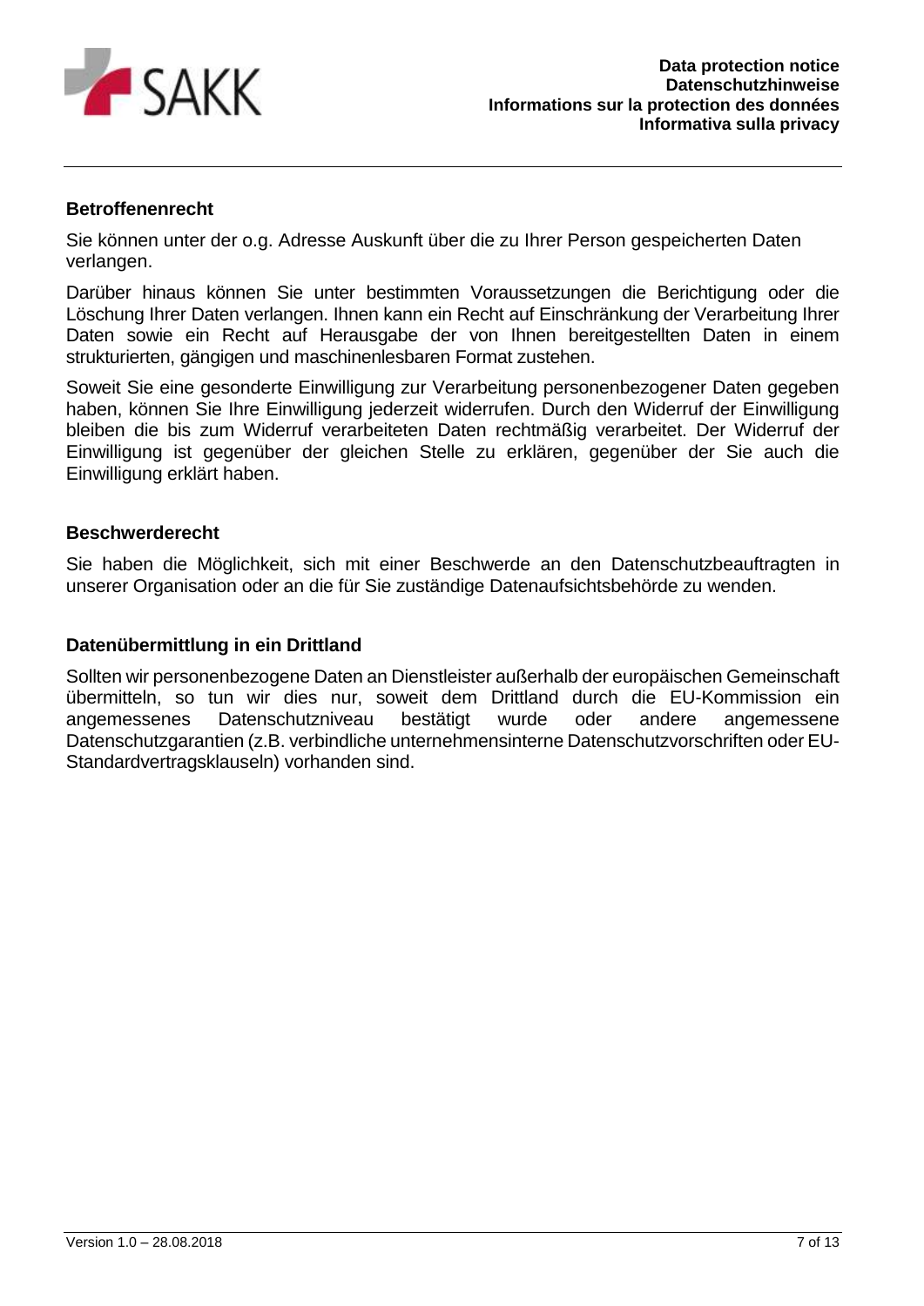### Betroffenenrecht

Sie können unter der o.g. Adresse Auskunft über die zu Ihrer Person gespeicherten Daten verlangen.

Darüber hinaus können Sie unter bestimmten Voraussetzungen die Berichtigung oder die Löschung Ihrer Daten verlangen. Ihnen kann ein Recht auf Einschränkung der Verarbeitung Ihrer Daten sowie ein Recht auf Herausgabe der von Ihnen bereitgestellten Daten in einem strukturierten, gängigen und maschinenlesbaren Format zustehen.

Soweit Sie eine gesonderte Einwilligung zur Verarbeitung personenbezogener Daten gegeben haben, können Sie Ihre Einwilligung jederzeit widerrufen. Durch den Widerruf der Einwilligung bleiben die bis zum Widerruf verarbeiteten Daten rechtmäßig verarbeitet. Der Widerruf der Einwilligung ist gegenüber der gleichen Stelle zu erklären, gegenüber der Sie auch die Einwilligung erklärt haben.

### Beschwerderecht

Sie haben die Möglichkeit, sich mit einer Beschwerde an den Datenschutzbeauftragten in unserer Organisation oder an die für Sie zuständige Datenaufsichtsbehörde zu wenden.

### Datenübermittlung in ein Drittland

Sollten wir personenbezogene Daten an Dienstleister außerhalb der europäischen Gemeinschaft übermitteln, so tun wir dies nur, soweit dem Drittland durch die EU-Kommission ein angemessenes Datenschutzniveau bestätigt wurde oder andere angemessene Datenschutzgarantien (z.B. verbindliche unternehmensinterne Datenschutzvorschriften oder EU-Standardvertragsklauseln) vorhanden sind.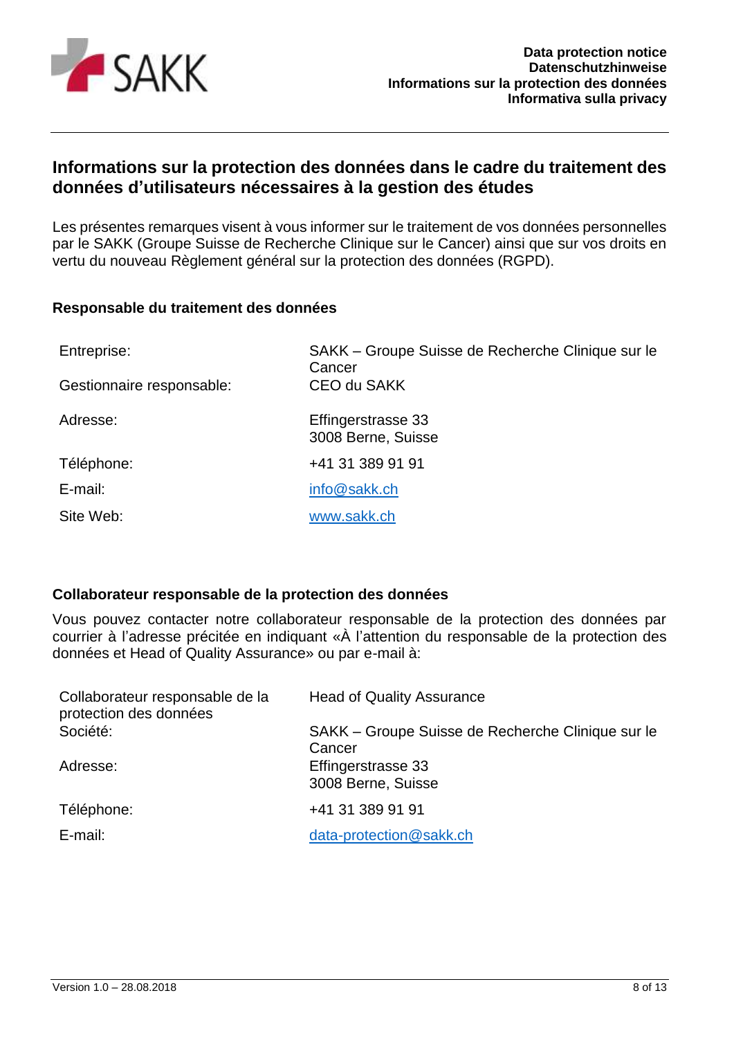## Informations sur la protection des données dans le cadre du traitement des données d'utilisateurs nécessaires à la gestion des études

Les présentes remarques visent à vous informer sur le traitement de vos données personnelles par le SAKK (Groupe Suisse de Recherche Clinique sur le Cancer) ainsi que sur vos droits en vertu du nouveau Règlement général sur la protection des données (RGPD).

### Responsable du traitement des données

| | |
|---|---|
| Entreprise: | SAKK – Groupe Suisse de Recherche Clinique sur le Cancer |
| Gestionnaire responsable: | CEO du SAKK |
| Adresse: | Effingerstrasse 33<br>3008 Berne, Suisse |
| Téléphone: | +41 31 389 91 91 |
| E-mail: | info@sakk.ch |
| Site Web: | www.sakk.ch |

### Collaborateur responsable de la protection des données

Vous pouvez contacter notre collaborateur responsable de la protection des données par courrier à l'adresse précitée en indiquant «À l'attention du responsable de la protection des données et Head of Quality Assurance» ou par e-mail à:

| | |
|---|---|
| Collaborateur responsable de la protection des données | Head of Quality Assurance |
| Société: | SAKK – Groupe Suisse de Recherche Clinique sur le Cancer |
| Adresse: | Effingerstrasse 33<br>3008 Berne, Suisse |
| Téléphone: | +41 31 389 91 91 |
| E-mail: | data-protection@sakk.ch |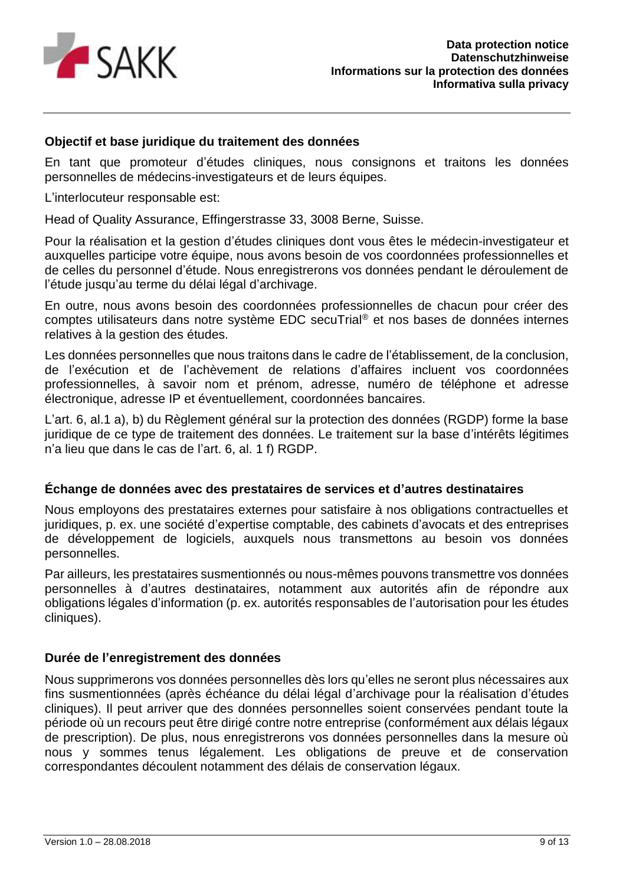### Objectif et base juridique du traitement des données

En tant que promoteur d'études cliniques, nous consignons et traitons les données personnelles de médecins-investigateurs et de leurs équipes.

L'interlocuteur responsable est:

Head of Quality Assurance, Effingerstrasse 33, 3008 Berne, Suisse.

Pour la réalisation et la gestion d'études cliniques dont vous êtes le médecin-investigateur et auxquelles participe votre équipe, nous avons besoin de vos coordonnées professionnelles et de celles du personnel d'étude. Nous enregistrerons vos données pendant le déroulement de l'étude jusqu'au terme du délai légal d'archivage.

En outre, nous avons besoin des coordonnées professionnelles de chacun pour créer des comptes utilisateurs dans notre système EDC secuTrial® et nos bases de données internes relatives à la gestion des études.

Les données personnelles que nous traitons dans le cadre de l'établissement, de la conclusion, de l'exécution et de l'achèvement de relations d'affaires incluent vos coordonnées professionnelles, à savoir nom et prénom, adresse, numéro de téléphone et adresse électronique, adresse IP et éventuellement, coordonnées bancaires.

L'art. 6, al.1 a), b) du Règlement général sur la protection des données (RGDP) forme la base juridique de ce type de traitement des données. Le traitement sur la base d'intérêts légitimes n'a lieu que dans le cas de l'art. 6, al. 1 f) RGDP.

### Échange de données avec des prestataires de services et d'autres destinataires

Nous employons des prestataires externes pour satisfaire à nos obligations contractuelles et juridiques, p. ex. une société d'expertise comptable, des cabinets d'avocats et des entreprises de développement de logiciels, auxquels nous transmettons au besoin vos données personnelles.

Par ailleurs, les prestataires susmentionnés ou nous-mêmes pouvons transmettre vos données personnelles à d'autres destinataires, notamment aux autorités afin de répondre aux obligations légales d'information (p. ex. autorités responsables de l'autorisation pour les études cliniques).

### Durée de l'enregistrement des données

Nous supprimerons vos données personnelles dès lors qu'elles ne seront plus nécessaires aux fins susmentionnées (après échéance du délai légal d'archivage pour la réalisation d'études cliniques). Il peut arriver que des données personnelles soient conservées pendant toute la période où un recours peut être dirigé contre notre entreprise (conformément aux délais légaux de prescription). De plus, nous enregistrerons vos données personnelles dans la mesure où nous y sommes tenus légalement. Les obligations de preuve et de conservation correspondantes découlent notamment des délais de conservation légaux.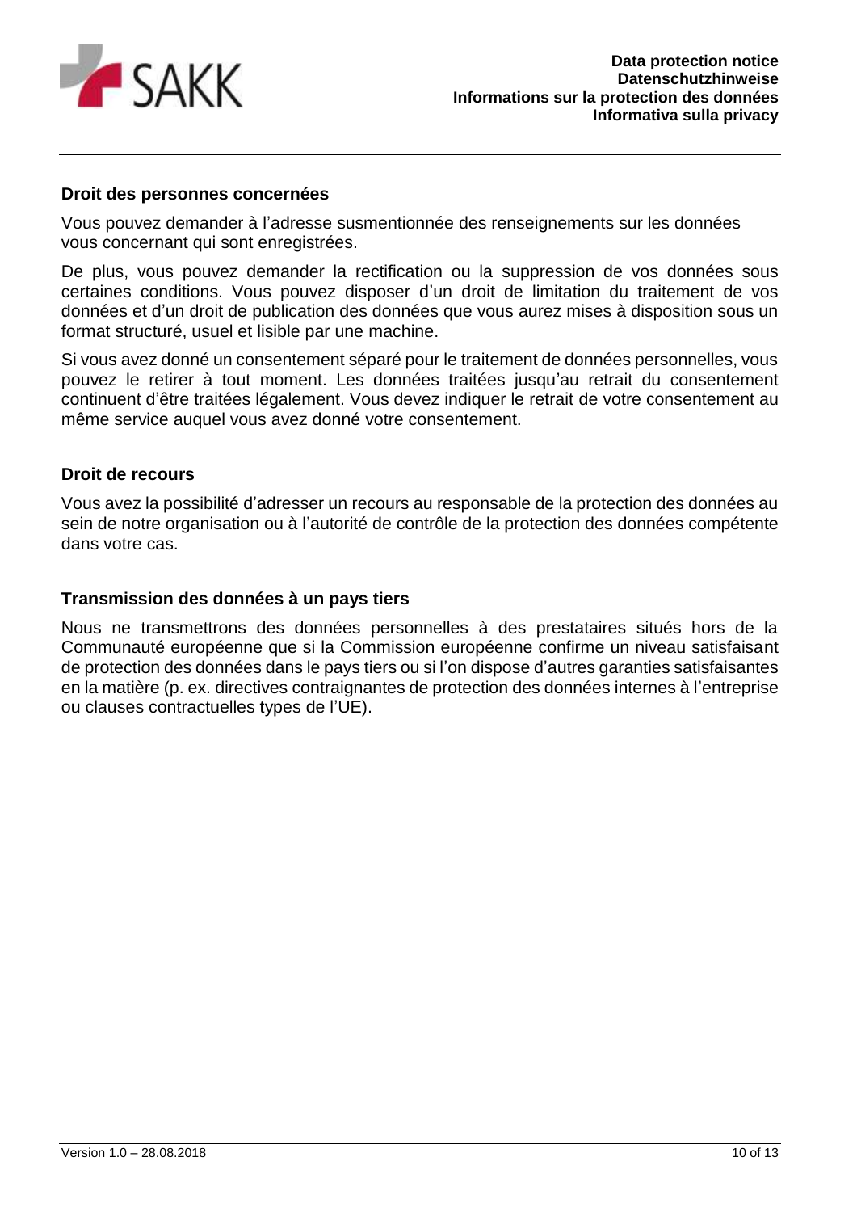## Droit des personnes concernées

Vous pouvez demander à l'adresse susmentionnée des renseignements sur les données vous concernant qui sont enregistrées.

De plus, vous pouvez demander la rectification ou la suppression de vos données sous certaines conditions. Vous pouvez disposer d'un droit de limitation du traitement de vos données et d'un droit de publication des données que vous aurez mises à disposition sous un format structuré, usuel et lisible par une machine.

Si vous avez donné un consentement séparé pour le traitement de données personnelles, vous pouvez le retirer à tout moment. Les données traitées jusqu'au retrait du consentement continuent d'être traitées légalement. Vous devez indiquer le retrait de votre consentement au même service auquel vous avez donné votre consentement.

## Droit de recours

Vous avez la possibilité d'adresser un recours au responsable de la protection des données au sein de notre organisation ou à l'autorité de contrôle de la protection des données compétente dans votre cas.

## Transmission des données à un pays tiers

Nous ne transmettrons des données personnelles à des prestataires situés hors de la Communauté européenne que si la Commission européenne confirme un niveau satisfaisant de protection des données dans le pays tiers ou si l'on dispose d'autres garanties satisfaisantes en la matière (p. ex. directives contraignantes de protection des données internes à l'entreprise ou clauses contractuelles types de l'UE).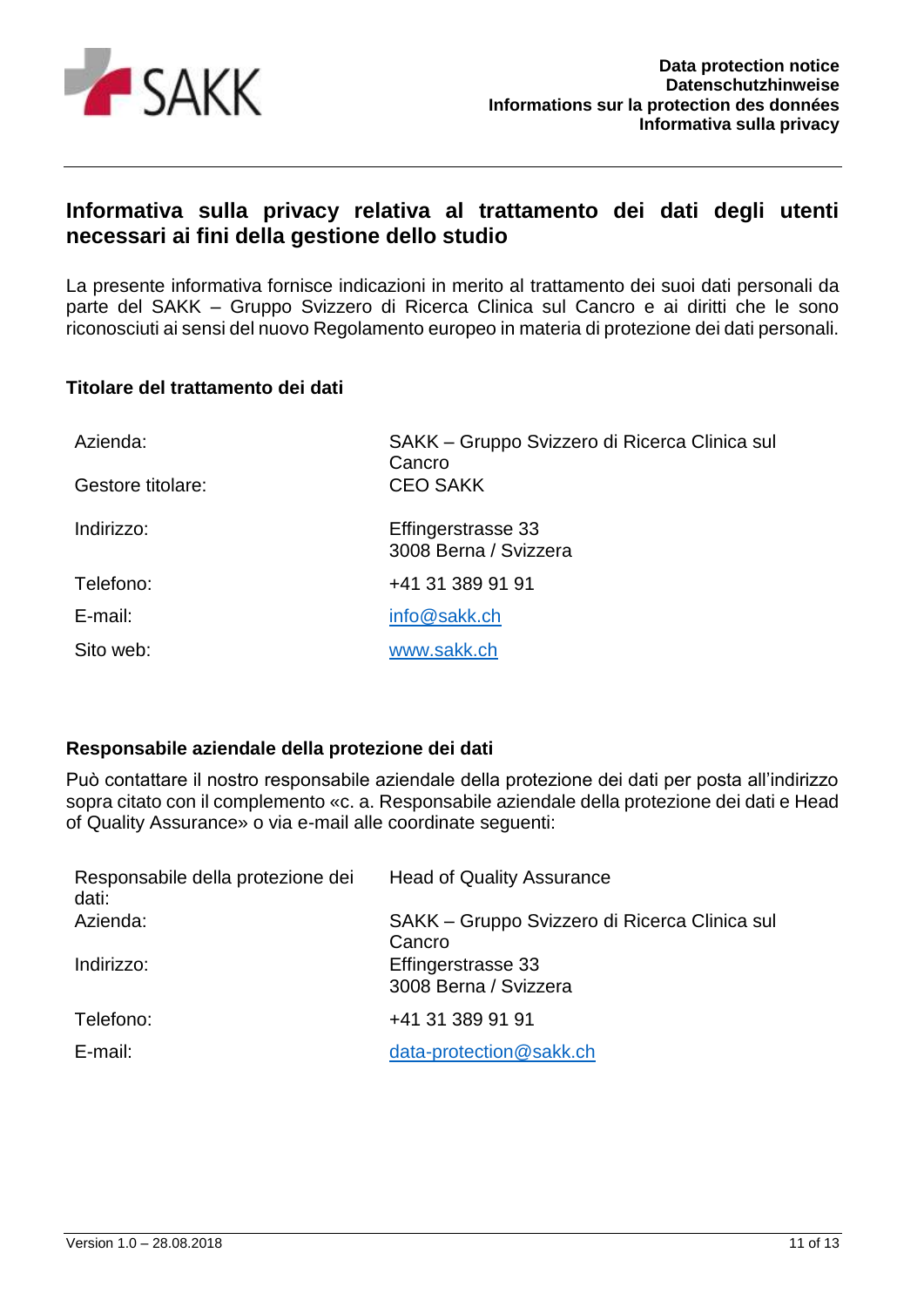## Informativa sulla privacy relativa al trattamento dei dati degli utenti necessari ai fini della gestione dello studio

La presente informativa fornisce indicazioni in merito al trattamento dei suoi dati personali da parte del SAKK – Gruppo Svizzero di Ricerca Clinica sul Cancro e ai diritti che le sono riconosciuti ai sensi del nuovo Regolamento europeo in materia di protezione dei dati personali.

### Titolare del trattamento dei dati

| | |
|---|---|
| Azienda: | SAKK – Gruppo Svizzero di Ricerca Clinica sul Cancro |
| Gestore titolare: | CEO SAKK |
| Indirizzo: | Effingerstrasse 33<br>3008 Berna / Svizzera |
| Telefono: | +41 31 389 91 91 |
| E-mail: | info@sakk.ch |
| Sito web: | www.sakk.ch |

### Responsabile aziendale della protezione dei dati

Può contattare il nostro responsabile aziendale della protezione dei dati per posta all'indirizzo sopra citato con il complemento «c. a. Responsabile aziendale della protezione dei dati e Head of Quality Assurance» o via e-mail alle coordinate seguenti:

| | |
|---|---|
| Responsabile della protezione dei dati: | Head of Quality Assurance |
| Azienda: | SAKK – Gruppo Svizzero di Ricerca Clinica sul Cancro |
| Indirizzo: | Effingerstrasse 33<br>3008 Berna / Svizzera |
| Telefono: | +41 31 389 91 91 |
| E-mail: | data-protection@sakk.ch |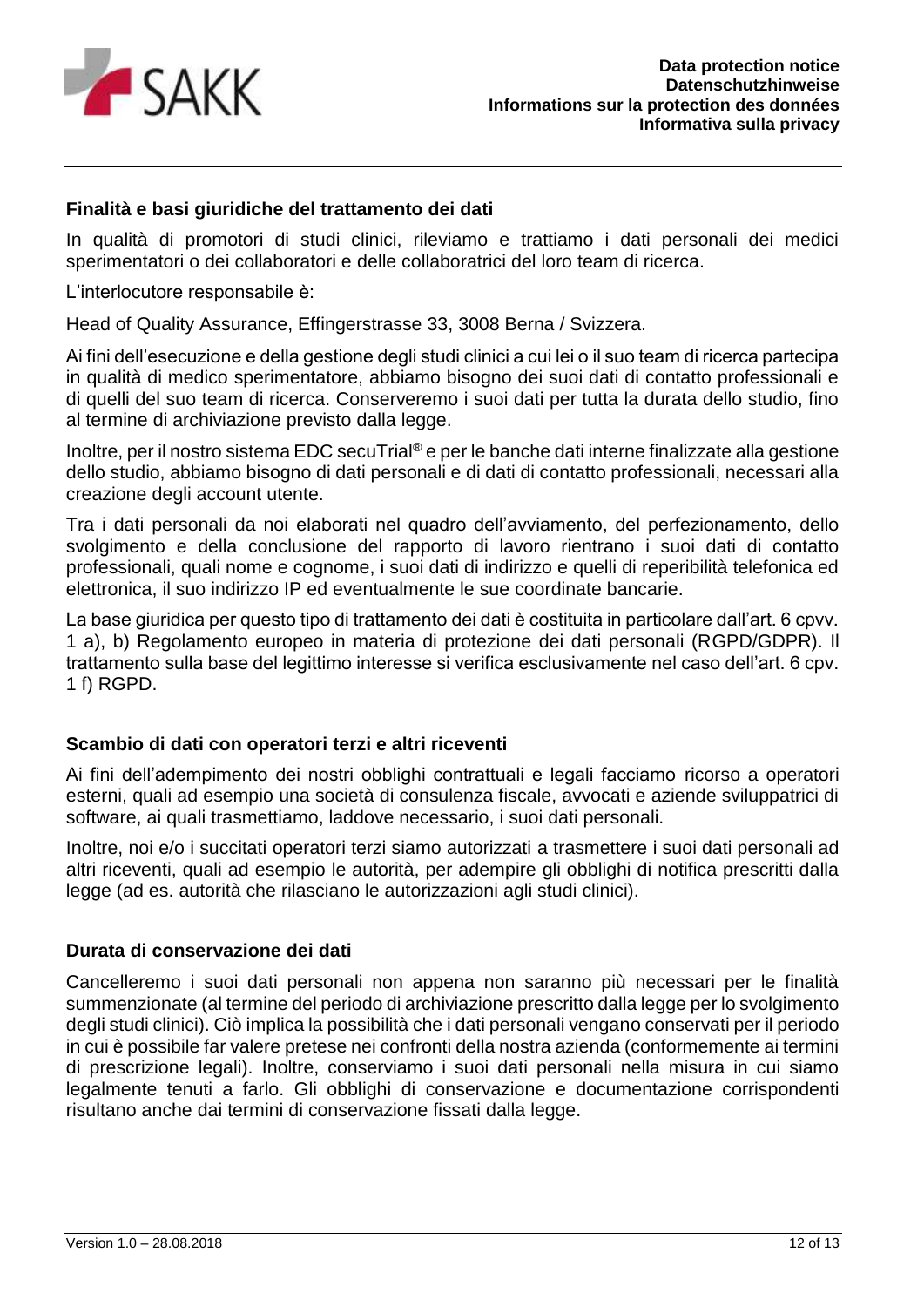## Finalità e basi giuridiche del trattamento dei dati

In qualità di promotori di studi clinici, rileviamo e trattiamo i dati personali dei medici sperimentatori o dei collaboratori e delle collaboratrici del loro team di ricerca.

L'interlocutore responsabile è:

Head of Quality Assurance, Effingerstrasse 33, 3008 Berna / Svizzera.

Ai fini dell'esecuzione e della gestione degli studi clinici a cui lei o il suo team di ricerca partecipa in qualità di medico sperimentatore, abbiamo bisogno dei suoi dati di contatto professionali e di quelli del suo team di ricerca. Conserveremo i suoi dati per tutta la durata dello studio, fino al termine di archiviazione previsto dalla legge.

Inoltre, per il nostro sistema EDC secuTrial® e per le banche dati interne finalizzate alla gestione dello studio, abbiamo bisogno di dati personali e di dati di contatto professionali, necessari alla creazione degli account utente.

Tra i dati personali da noi elaborati nel quadro dell'avviamento, del perfezionamento, dello svolgimento e della conclusione del rapporto di lavoro rientrano i suoi dati di contatto professionali, quali nome e cognome, i suoi dati di indirizzo e quelli di reperibilità telefonica ed elettronica, il suo indirizzo IP ed eventualmente le sue coordinate bancarie.

La base giuridica per questo tipo di trattamento dei dati è costituita in particolare dall'art. 6 cpvv. 1 a), b) Regolamento europeo in materia di protezione dei dati personali (RGPD/GDPR). Il trattamento sulla base del legittimo interesse si verifica esclusivamente nel caso dell'art. 6 cpv. 1 f) RGPD.

## Scambio di dati con operatori terzi e altri riceventi

Ai fini dell'adempimento dei nostri obblighi contrattuali e legali facciamo ricorso a operatori esterni, quali ad esempio una società di consulenza fiscale, avvocati e aziende sviluppatrici di software, ai quali trasmettiamo, laddove necessario, i suoi dati personali.

Inoltre, noi e/o i succitati operatori terzi siamo autorizzati a trasmettere i suoi dati personali ad altri riceventi, quali ad esempio le autorità, per adempire gli obblighi di notifica prescritti dalla legge (ad es. autorità che rilasciano le autorizzazioni agli studi clinici).

## Durata di conservazione dei dati

Cancelleremo i suoi dati personali non appena non saranno più necessari per le finalità summenzionate (al termine del periodo di archiviazione prescritto dalla legge per lo svolgimento degli studi clinici). Ciò implica la possibilità che i dati personali vengano conservati per il periodo in cui è possibile far valere pretese nei confronti della nostra azienda (conformemente ai termini di prescrizione legali). Inoltre, conserviamo i suoi dati personali nella misura in cui siamo legalmente tenuti a farlo. Gli obblighi di conservazione e documentazione corrispondenti risultano anche dai termini di conservazione fissati dalla legge.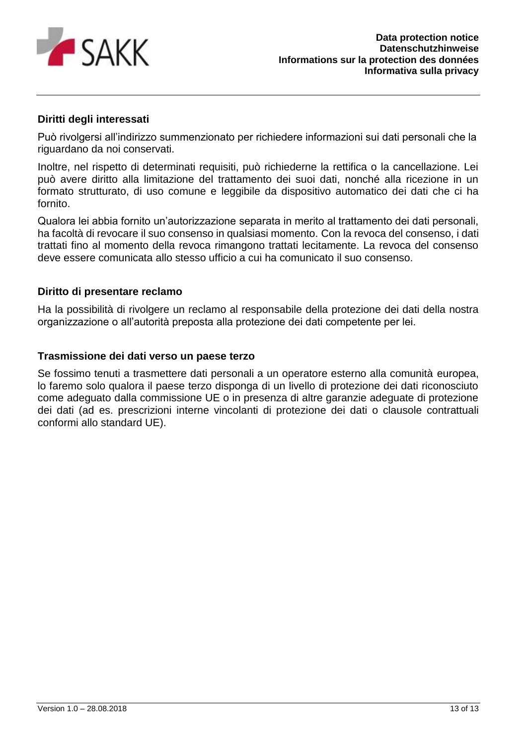### Diritti degli interessati

Può rivolgersi all'indirizzo summenzionato per richiedere informazioni sui dati personali che la riguardano da noi conservati.

Inoltre, nel rispetto di determinati requisiti, può richiederne la rettifica o la cancellazione. Lei può avere diritto alla limitazione del trattamento dei suoi dati, nonché alla ricezione in un formato strutturato, di uso comune e leggibile da dispositivo automatico dei dati che ci ha fornito.

Qualora lei abbia fornito un'autorizzazione separata in merito al trattamento dei dati personali, ha facoltà di revocare il suo consenso in qualsiasi momento. Con la revoca del consenso, i dati trattati fino al momento della revoca rimangono trattati lecitamente. La revoca del consenso deve essere comunicata allo stesso ufficio a cui ha comunicato il suo consenso.

### Diritto di presentare reclamo

Ha la possibilità di rivolgere un reclamo al responsabile della protezione dei dati della nostra organizzazione o all'autorità preposta alla protezione dei dati competente per lei.

### Trasmissione dei dati verso un paese terzo

Se fossimo tenuti a trasmettere dati personali a un operatore esterno alla comunità europea, lo faremo solo qualora il paese terzo disponga di un livello di protezione dei dati riconosciuto come adeguato dalla commissione UE o in presenza di altre garanzie adeguate di protezione dei dati (ad es. prescrizioni interne vincolanti di protezione dei dati o clausole contrattuali conformi allo standard UE).